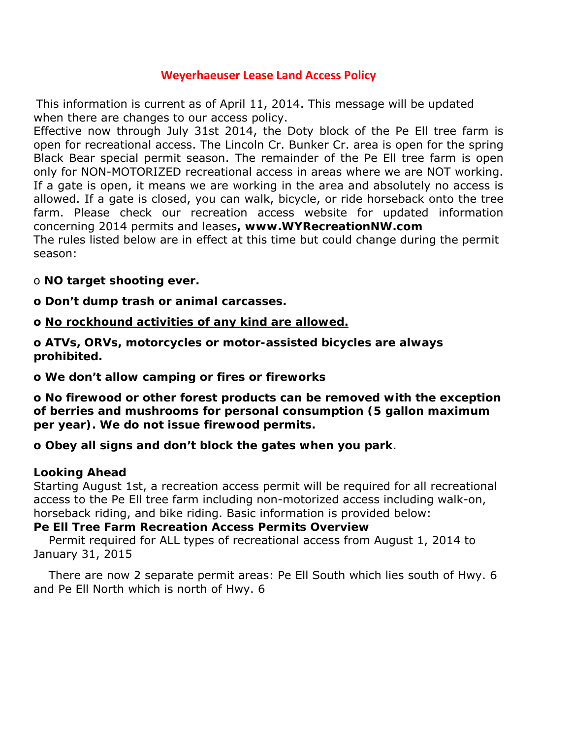# Weyerhaeuser Lease Land Access Policy

This information is current as of April 11, 2014. This message will be updated when there are changes to our access policy.

Effective now through July 31st 2014, the Doty block of the Pe Ell tree farm is open for recreational access. The Lincoln Cr. Bunker Cr. area is open for the spring Black Bear special permit season. The remainder of the Pe Ell tree farm is open only for NON-MOTORIZED recreational access in areas where we are NOT working. If a gate is open, it means we are working in the area and absolutely no access is allowed. If a gate is closed, you can walk, bicycle, or ride horseback onto the tree farm. Please check our recreation access website for updated information concerning 2014 permits and leases**, www.WYRecreationNW.com**

The rules listed below are in effect at this time but could change during the permit season:

- **NO target shooting ever.**
- **Don't dump trash or animal carcasses.**
- **<u>No rockhound activities of any kind are allowed.</u>**
- **ATVs, ORVs, motorcycles or motor-assisted bicycles are always prohibited.**
- **We don't allow camping or fires or fireworks**
- **No firewood or other forest products can be removed with the exception of berries and mushrooms for personal consumption (5 gallon maximum per year). We do not issue firewood permits.**
- **Obey all signs and don't block the gates when you park**.

**Looking Ahead**

Starting August 1st, a recreation access permit will be required for all recreational access to the Pe Ell tree farm including non-motorized access including walk-on, horseback riding, and bike riding. Basic information is provided below:

**Pe Ell Tree Farm Recreation Access Permits Overview**

Permit required for ALL types of recreational access from August 1, 2014 to January 31, 2015

There are now 2 separate permit areas: Pe Ell South which lies south of Hwy. 6 and Pe Ell North which is north of Hwy. 6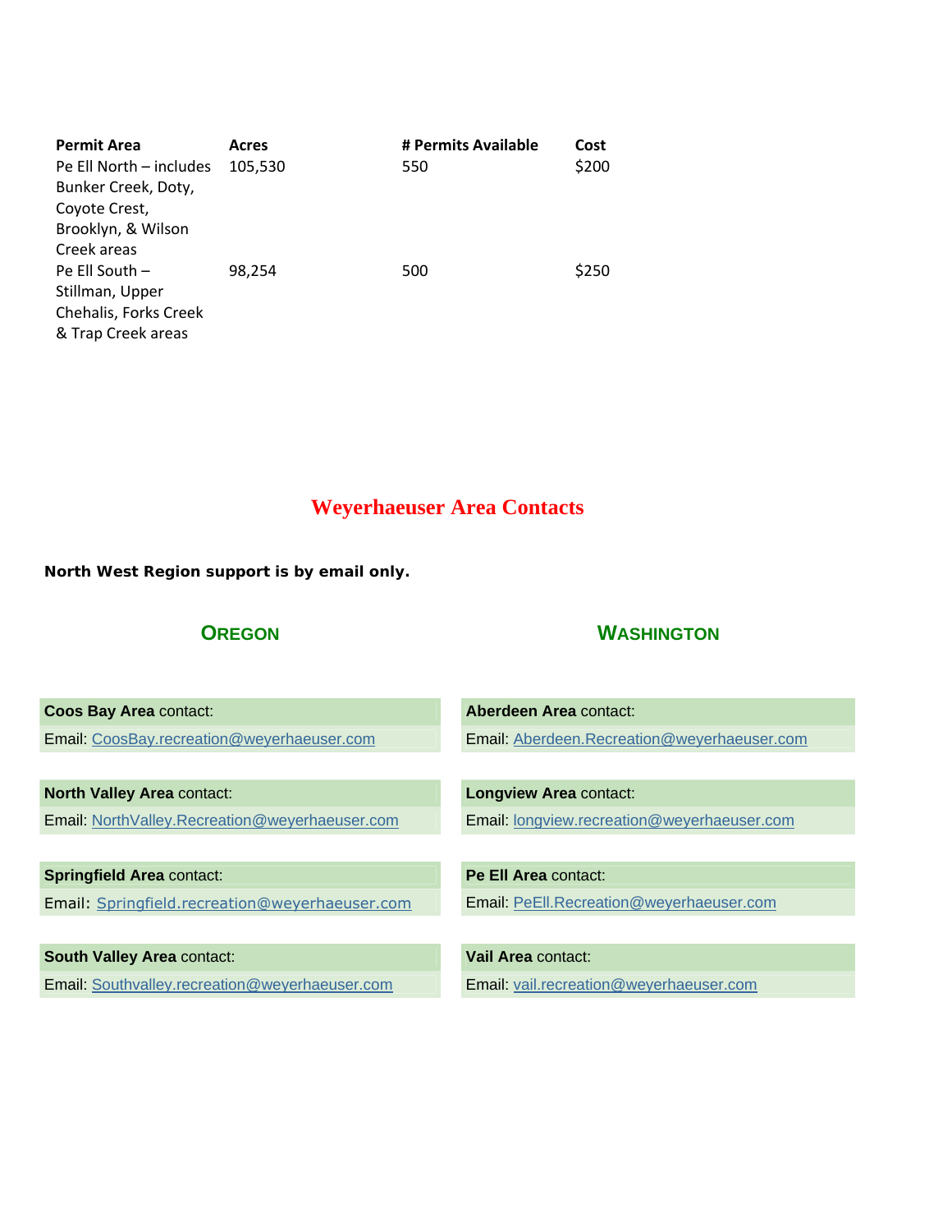| Permit Area | Acres | # Permits Available | Cost |
|---|---|---|---|
| Pe Ell North – includes Bunker Creek, Doty, Coyote Crest, Brooklyn, & Wilson Creek areas | 105,530 | 550 | $200 |
| Pe Ell South – Stillman, Upper Chehalis, Forks Creek & Trap Creek areas | 98,254 | 500 | $250 |

## Weyerhaeuser Area Contacts

**North West Region support is by email only.**

### OREGON

**Coos Bay Area** contact:
Email: CoosBay.recreation@weyerhaeuser.com

**North Valley Area** contact:
Email: NorthValley.Recreation@weyerhaeuser.com

**Springfield Area** contact:
Email: Springfield.recreation@weyerhaeuser.com

**South Valley Area** contact:
Email: Southvalley.recreation@weyerhaeuser.com

### WASHINGTON

**Aberdeen Area** contact:
Email: Aberdeen.Recreation@weyerhaeuser.com

**Longview Area** contact:
Email: longview.recreation@weyerhaeuser.com

**Pe Ell Area** contact:
Email: PeEll.Recreation@weyerhaeuser.com

**Vail Area** contact:
Email: vail.recreation@weyerhaeuser.com